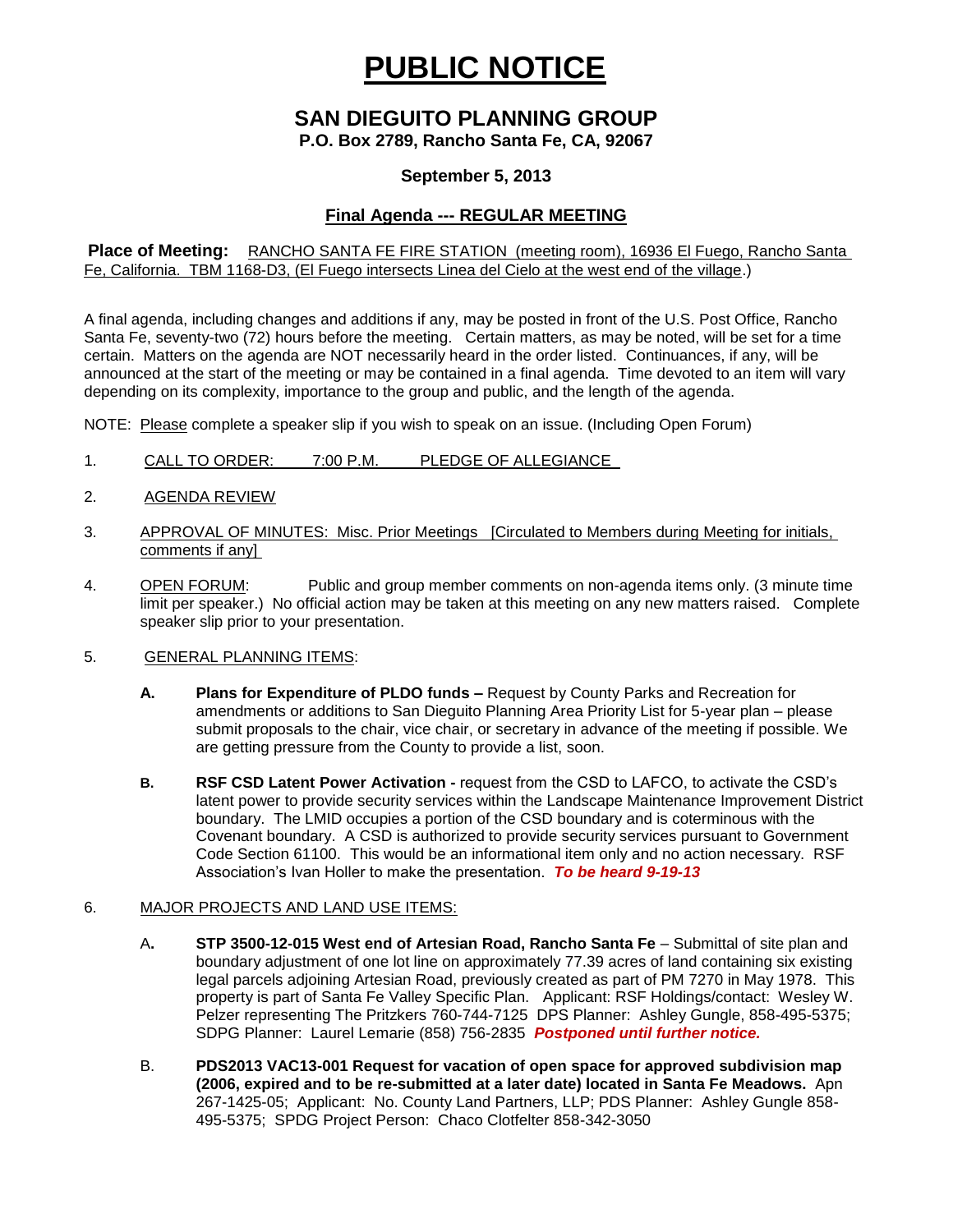# PUBLIC NOTICE

## SAN DIEGUITO PLANNING GROUP

**P.O. Box 2789, Rancho Santa Fe, CA, 92067**

**September 5, 2013**

**Final Agenda --- REGULAR MEETING**

**Place of Meeting:** RANCHO SANTA FE FIRE STATION (meeting room), 16936 El Fuego, Rancho Santa Fe, California. TBM 1168-D3, (El Fuego intersects Linea del Cielo at the west end of the village.)

A final agenda, including changes and additions if any, may be posted in front of the U.S. Post Office, Rancho Santa Fe, seventy-two (72) hours before the meeting. Certain matters, as may be noted, will be set for a time certain. Matters on the agenda are NOT necessarily heard in the order listed. Continuances, if any, will be announced at the start of the meeting or may be contained in a final agenda. Time devoted to an item will vary depending on its complexity, importance to the group and public, and the length of the agenda.

NOTE: Please complete a speaker slip if you wish to speak on an issue. (Including Open Forum)

1. CALL TO ORDER: 7:00 P.M. PLEDGE OF ALLEGIANCE

2. AGENDA REVIEW

3. APPROVAL OF MINUTES: Misc. Prior Meetings [Circulated to Members during Meeting for initials, comments if any]

4. OPEN FORUM: Public and group member comments on non-agenda items only. (3 minute time limit per speaker.) No official action may be taken at this meeting on any new matters raised. Complete speaker slip prior to your presentation.

5. GENERAL PLANNING ITEMS:

   **A. Plans for Expenditure of PLDO funds –** Request by County Parks and Recreation for amendments or additions to San Dieguito Planning Area Priority List for 5-year plan – please submit proposals to the chair, vice chair, or secretary in advance of the meeting if possible. We are getting pressure from the County to provide a list, soon.

   **B. RSF CSD Latent Power Activation -** request from the CSD to LAFCO, to activate the CSD's latent power to provide security services within the Landscape Maintenance Improvement District boundary. The LMID occupies a portion of the CSD boundary and is coterminous with the Covenant boundary. A CSD is authorized to provide security services pursuant to Government Code Section 61100. This would be an informational item only and no action necessary. RSF Association's Ivan Holler to make the presentation. ***To be heard 9-19-13***

6. MAJOR PROJECTS AND LAND USE ITEMS:

   A**. STP 3500-12-015 West end of Artesian Road, Rancho Santa Fe** – Submittal of site plan and boundary adjustment of one lot line on approximately 77.39 acres of land containing six existing legal parcels adjoining Artesian Road, previously created as part of PM 7270 in May 1978. This property is part of Santa Fe Valley Specific Plan. Applicant: RSF Holdings/contact: Wesley W. Pelzer representing The Pritzkers 760-744-7125 DPS Planner: Ashley Gungle, 858-495-5375; SDPG Planner: Laurel Lemarie (858) 756-2835 ***Postponed until further notice.***

   B. **PDS2013 VAC13-001 Request for vacation of open space for approved subdivision map (2006, expired and to be re-submitted at a later date) located in Santa Fe Meadows.** Apn 267-1425-05; Applicant: No. County Land Partners, LLP; PDS Planner: Ashley Gungle 858-495-5375; SPDG Project Person: Chaco Clotfelter 858-342-3050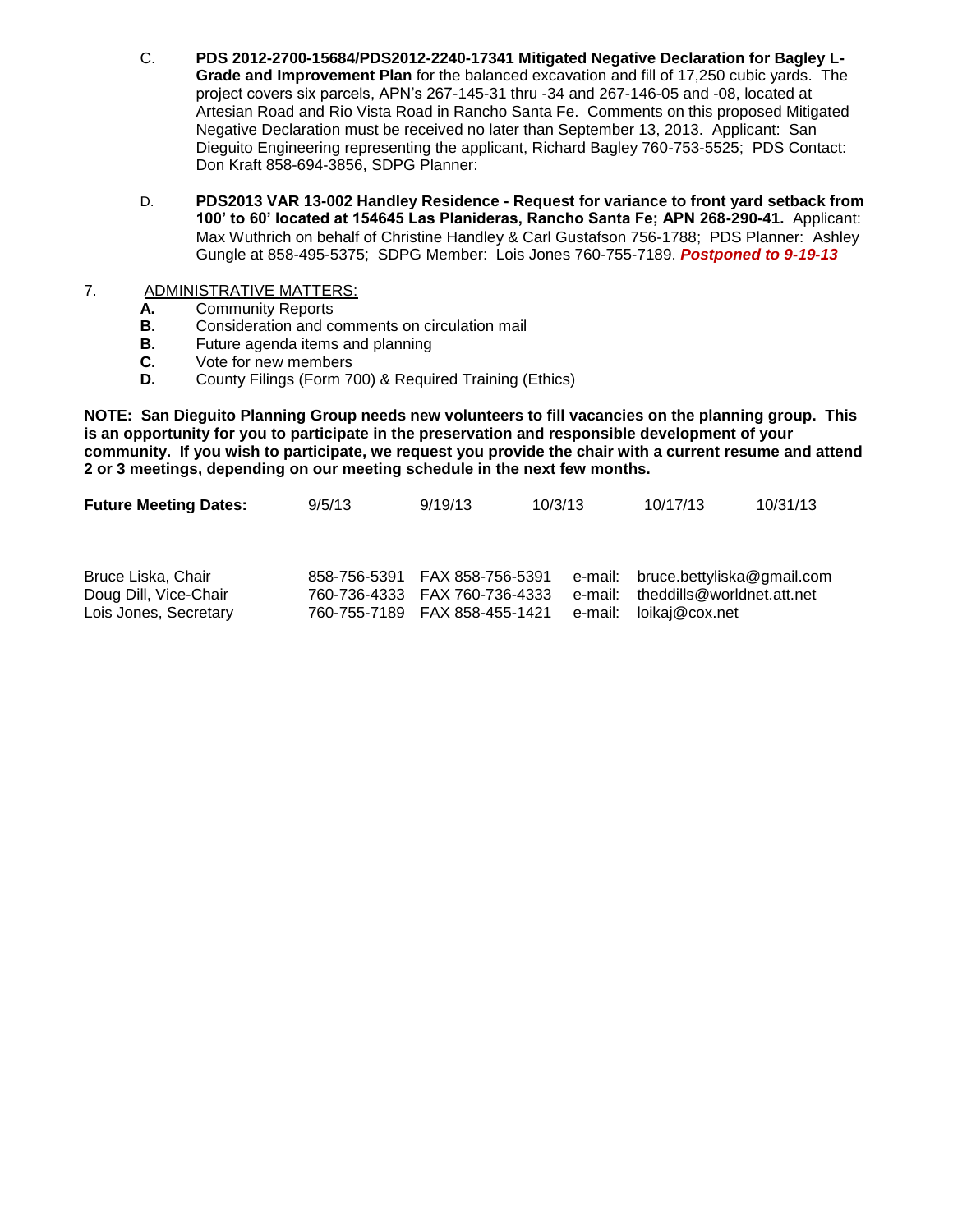C. **PDS 2012-2700-15684/PDS2012-2240-17341 Mitigated Negative Declaration for Bagley L-Grade and Improvement Plan** for the balanced excavation and fill of 17,250 cubic yards. The project covers six parcels, APN's 267-145-31 thru -34 and 267-146-05 and -08, located at Artesian Road and Rio Vista Road in Rancho Santa Fe. Comments on this proposed Mitigated Negative Declaration must be received no later than September 13, 2013. Applicant: San Dieguito Engineering representing the applicant, Richard Bagley 760-753-5525; PDS Contact: Don Kraft 858-694-3856, SDPG Planner:

D. **PDS2013 VAR 13-002 Handley Residence - Request for variance to front yard setback from 100' to 60' located at 154645 Las Planideras, Rancho Santa Fe; APN 268-290-41.** Applicant: Max Wuthrich on behalf of Christine Handley & Carl Gustafson 756-1788; PDS Planner: Ashley Gungle at 858-495-5375; SDPG Member: Lois Jones 760-755-7189. ***Postponed to 9-19-13***

7. ADMINISTRATIVE MATTERS:
   - **A.** Community Reports
   - **B.** Consideration and comments on circulation mail
   - **B.** Future agenda items and planning
   - **C.** Vote for new members
   - **D.** County Filings (Form 700) & Required Training (Ethics)

**NOTE: San Dieguito Planning Group needs new volunteers to fill vacancies on the planning group. This is an opportunity for you to participate in the preservation and responsible development of your community. If you wish to participate, we request you provide the chair with a current resume and attend 2 or 3 meetings, depending on our meeting schedule in the next few months.**

**Future Meeting Dates:** 9/5/13 9/19/13 10/3/13 10/17/13 10/31/13

| | | | |
|---|---|---|---|
| Bruce Liska, Chair | 858-756-5391 | FAX 858-756-5391 | e-mail: bruce.bettyliska@gmail.com |
| Doug Dill, Vice-Chair | 760-736-4333 | FAX 760-736-4333 | e-mail: theddills@worldnet.att.net |
| Lois Jones, Secretary | 760-755-7189 | FAX 858-455-1421 | e-mail: loikaj@cox.net |